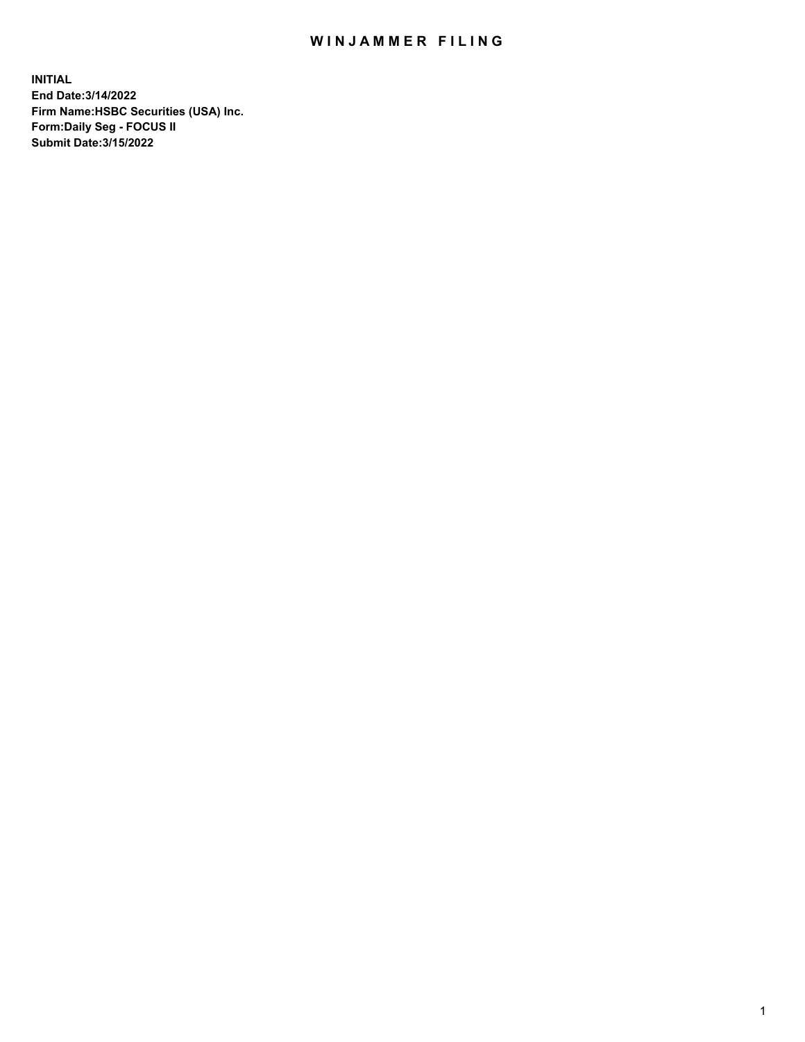# WINJAMMER FILING

**INITIAL**
**End Date:3/14/2022**
**Firm Name:HSBC Securities (USA) Inc.**
**Form:Daily Seg - FOCUS II**
**Submit Date:3/15/2022**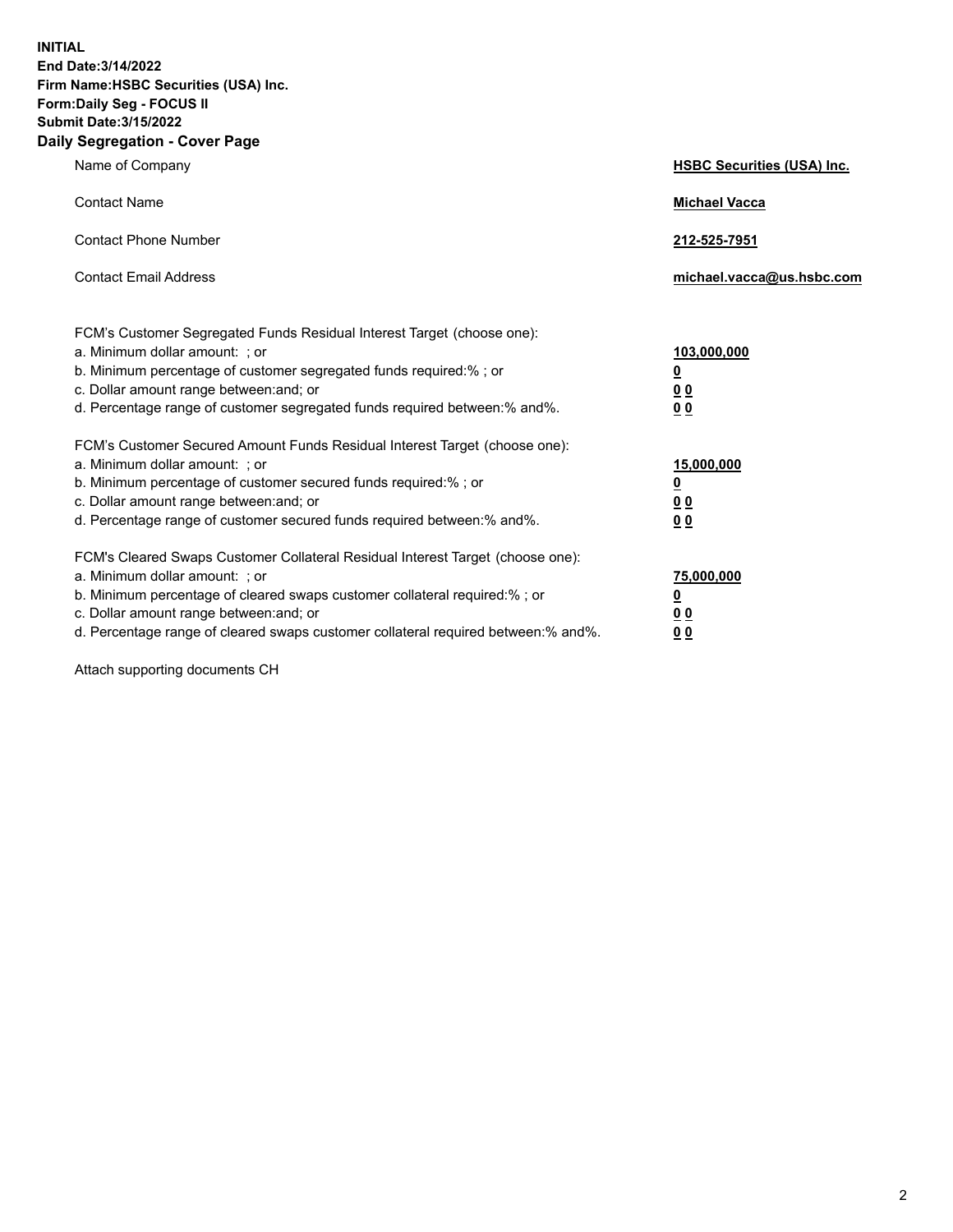**INITIAL**
**End Date:3/14/2022**
**Firm Name:HSBC Securities (USA) Inc.**
**Form:Daily Seg - FOCUS II**
**Submit Date:3/15/2022**

## Daily Segregation - Cover Page

| | |
|---|---|
| Name of Company | **HSBC Securities (USA) Inc.** |
| Contact Name | **Michael Vacca** |
| Contact Phone Number | **212-525-7951** |
| Contact Email Address | **michael.vacca@us.hsbc.com** |

| | |
|---|---|
| FCM's Customer Segregated Funds Residual Interest Target (choose one): | |
| a. Minimum dollar amount: ; or | **103,000,000** |
| b. Minimum percentage of customer segregated funds required:% ; or | **0** |
| c. Dollar amount range between:and; or | **0 0** |
| d. Percentage range of customer segregated funds required between:% and%. | **0 0** |
| FCM's Customer Secured Amount Funds Residual Interest Target (choose one): | |
| a. Minimum dollar amount: ; or | **15,000,000** |
| b. Minimum percentage of customer secured funds required:% ; or | **0** |
| c. Dollar amount range between:and; or | **0 0** |
| d. Percentage range of customer secured funds required between:% and%. | **0 0** |
| FCM's Cleared Swaps Customer Collateral Residual Interest Target (choose one): | |
| a. Minimum dollar amount: ; or | **75,000,000** |
| b. Minimum percentage of cleared swaps customer collateral required:% ; or | **0** |
| c. Dollar amount range between:and; or | **0 0** |
| d. Percentage range of cleared swaps customer collateral required between:% and%. | **0 0** |

Attach supporting documents CH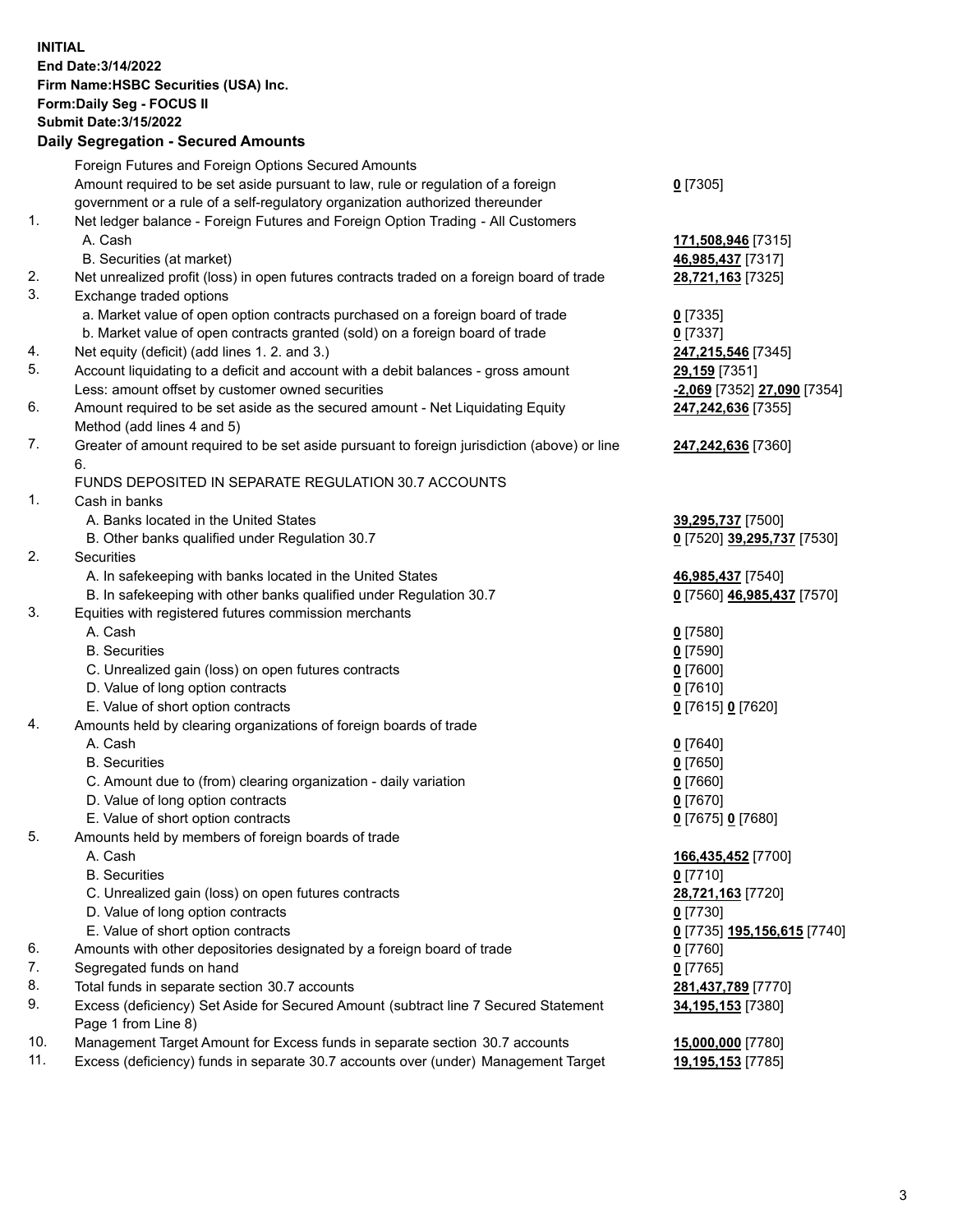**INITIAL**
**End Date:3/14/2022**
**Firm Name:HSBC Securities (USA) Inc.**
**Form:Daily Seg - FOCUS II**
**Submit Date:3/15/2022**

## Daily Segregation - Secured Amounts

| | | |
|---|---|---|
| | Foreign Futures and Foreign Options Secured Amounts | |
| | Amount required to be set aside pursuant to law, rule or regulation of a foreign government or a rule of a self-regulatory organization authorized thereunder | **0** [7305] |
| 1. | Net ledger balance - Foreign Futures and Foreign Option Trading - All Customers | |
| | A. Cash | **171,508,946** [7315] |
| | B. Securities (at market) | **46,985,437** [7317] |
| 2. | Net unrealized profit (loss) in open futures contracts traded on a foreign board of trade | **28,721,163** [7325] |
| 3. | Exchange traded options | |
| | a. Market value of open option contracts purchased on a foreign board of trade | **0** [7335] |
| | b. Market value of open contracts granted (sold) on a foreign board of trade | **0** [7337] |
| 4. | Net equity (deficit) (add lines 1. 2. and 3.) | **247,215,546** [7345] |
| 5. | Account liquidating to a deficit and account with a debit balances - gross amount | **29,159** [7351] |
| | Less: amount offset by customer owned securities | **-2,069** [7352] **27,090** [7354] |
| 6. | Amount required to be set aside as the secured amount - Net Liquidating Equity Method (add lines 4 and 5) | **247,242,636** [7355] |
| 7. | Greater of amount required to be set aside pursuant to foreign jurisdiction (above) or line 6. | **247,242,636** [7360] |
| | FUNDS DEPOSITED IN SEPARATE REGULATION 30.7 ACCOUNTS | |
| 1. | Cash in banks | |
| | A. Banks located in the United States | **39,295,737** [7500] |
| | B. Other banks qualified under Regulation 30.7 | **0** [7520] **39,295,737** [7530] |
| 2. | Securities | |
| | A. In safekeeping with banks located in the United States | **46,985,437** [7540] |
| | B. In safekeeping with other banks qualified under Regulation 30.7 | **0** [7560] **46,985,437** [7570] |
| 3. | Equities with registered futures commission merchants | |
| | A. Cash | **0** [7580] |
| | B. Securities | **0** [7590] |
| | C. Unrealized gain (loss) on open futures contracts | **0** [7600] |
| | D. Value of long option contracts | **0** [7610] |
| | E. Value of short option contracts | **0** [7615] **0** [7620] |
| 4. | Amounts held by clearing organizations of foreign boards of trade | |
| | A. Cash | **0** [7640] |
| | B. Securities | **0** [7650] |
| | C. Amount due to (from) clearing organization - daily variation | **0** [7660] |
| | D. Value of long option contracts | **0** [7670] |
| | E. Value of short option contracts | **0** [7675] **0** [7680] |
| 5. | Amounts held by members of foreign boards of trade | |
| | A. Cash | **166,435,452** [7700] |
| | B. Securities | **0** [7710] |
| | C. Unrealized gain (loss) on open futures contracts | **28,721,163** [7720] |
| | D. Value of long option contracts | **0** [7730] |
| | E. Value of short option contracts | **0** [7735] **195,156,615** [7740] |
| 6. | Amounts with other depositories designated by a foreign board of trade | **0** [7760] |
| 7. | Segregated funds on hand | **0** [7765] |
| 8. | Total funds in separate section 30.7 accounts | **281,437,789** [7770] |
| 9. | Excess (deficiency) Set Aside for Secured Amount (subtract line 7 Secured Statement Page 1 from Line 8) | **34,195,153** [7380] |
| 10. | Management Target Amount for Excess funds in separate section 30.7 accounts | **15,000,000** [7780] |
| 11. | Excess (deficiency) funds in separate 30.7 accounts over (under) Management Target | **19,195,153** [7785] |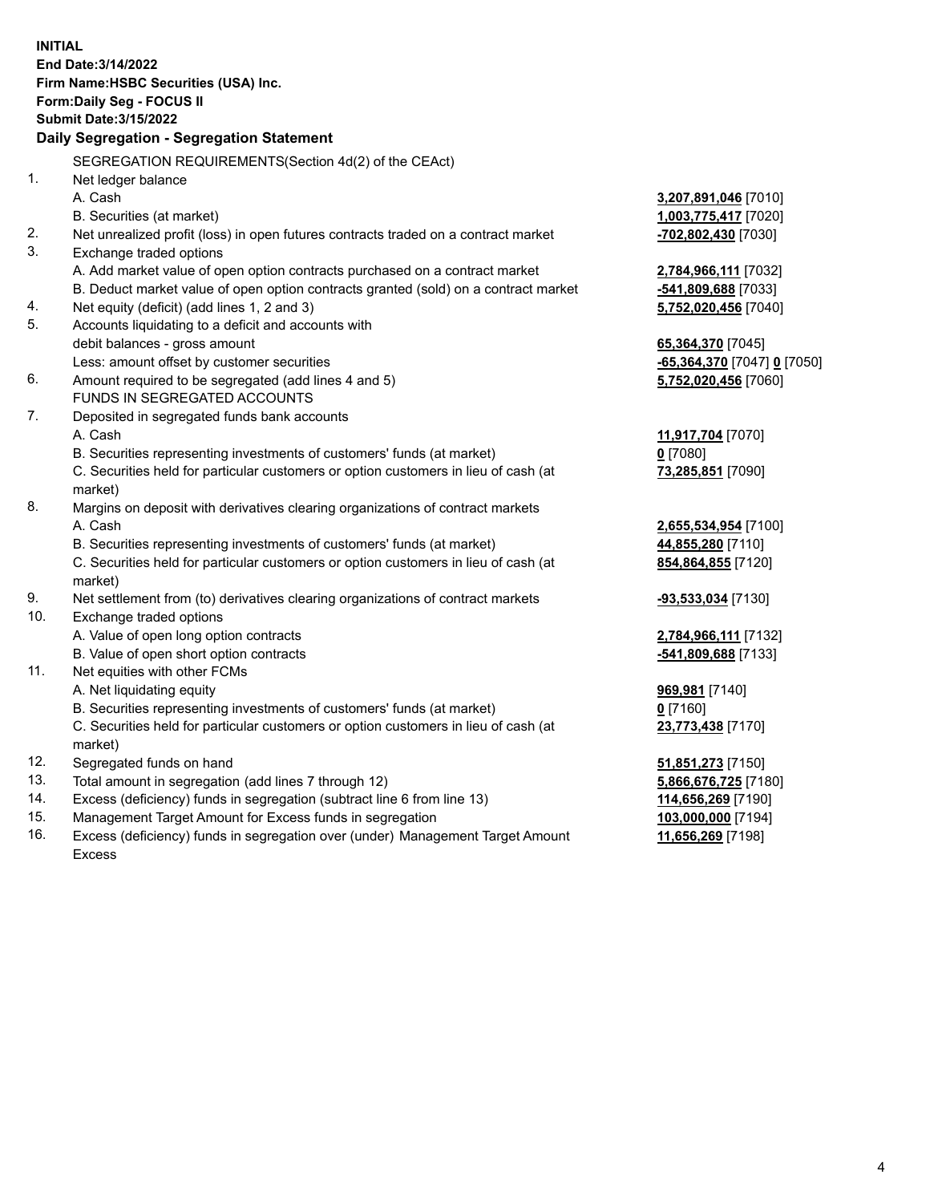**INITIAL**
**End Date:3/14/2022**
**Firm Name:HSBC Securities (USA) Inc.**
**Form:Daily Seg - FOCUS II**
**Submit Date:3/15/2022**

## Daily Segregation - Segregation Statement

SEGREGATION REQUIREMENTS(Section 4d(2) of the CEAct)

| | | |
|---|---|---|
| 1. | Net ledger balance | |
| | A. Cash | **3,207,891,046** [7010] |
| | B. Securities (at market) | **1,003,775,417** [7020] |
| 2. | Net unrealized profit (loss) in open futures contracts traded on a contract market | **-702,802,430** [7030] |
| 3. | Exchange traded options | |
| | A. Add market value of open option contracts purchased on a contract market | **2,784,966,111** [7032] |
| | B. Deduct market value of open option contracts granted (sold) on a contract market | **-541,809,688** [7033] |
| 4. | Net equity (deficit) (add lines 1, 2 and 3) | **5,752,020,456** [7040] |
| 5. | Accounts liquidating to a deficit and accounts with debit balances - gross amount | **65,364,370** [7045] |
| | Less: amount offset by customer securities | **-65,364,370** [7047] **0** [7050] |
| 6. | Amount required to be segregated (add lines 4 and 5) | **5,752,020,456** [7060] |
| | FUNDS IN SEGREGATED ACCOUNTS | |
| 7. | Deposited in segregated funds bank accounts | |
| | A. Cash | **11,917,704** [7070] |
| | B. Securities representing investments of customers' funds (at market) | **0** [7080] |
| | C. Securities held for particular customers or option customers in lieu of cash (at market) | **73,285,851** [7090] |
| 8. | Margins on deposit with derivatives clearing organizations of contract markets | |
| | A. Cash | **2,655,534,954** [7100] |
| | B. Securities representing investments of customers' funds (at market) | **44,855,280** [7110] |
| | C. Securities held for particular customers or option customers in lieu of cash (at market) | **854,864,855** [7120] |
| 9. | Net settlement from (to) derivatives clearing organizations of contract markets | **-93,533,034** [7130] |
| 10. | Exchange traded options | |
| | A. Value of open long option contracts | **2,784,966,111** [7132] |
| | B. Value of open short option contracts | **-541,809,688** [7133] |
| 11. | Net equities with other FCMs | |
| | A. Net liquidating equity | **969,981** [7140] |
| | B. Securities representing investments of customers' funds (at market) | **0** [7160] |
| | C. Securities held for particular customers or option customers in lieu of cash (at market) | **23,773,438** [7170] |
| 12. | Segregated funds on hand | **51,851,273** [7150] |
| 13. | Total amount in segregation (add lines 7 through 12) | **5,866,676,725** [7180] |
| 14. | Excess (deficiency) funds in segregation (subtract line 6 from line 13) | **114,656,269** [7190] |
| 15. | Management Target Amount for Excess funds in segregation | **103,000,000** [7194] |
| 16. | Excess (deficiency) funds in segregation over (under) Management Target Amount Excess | **11,656,269** [7198] |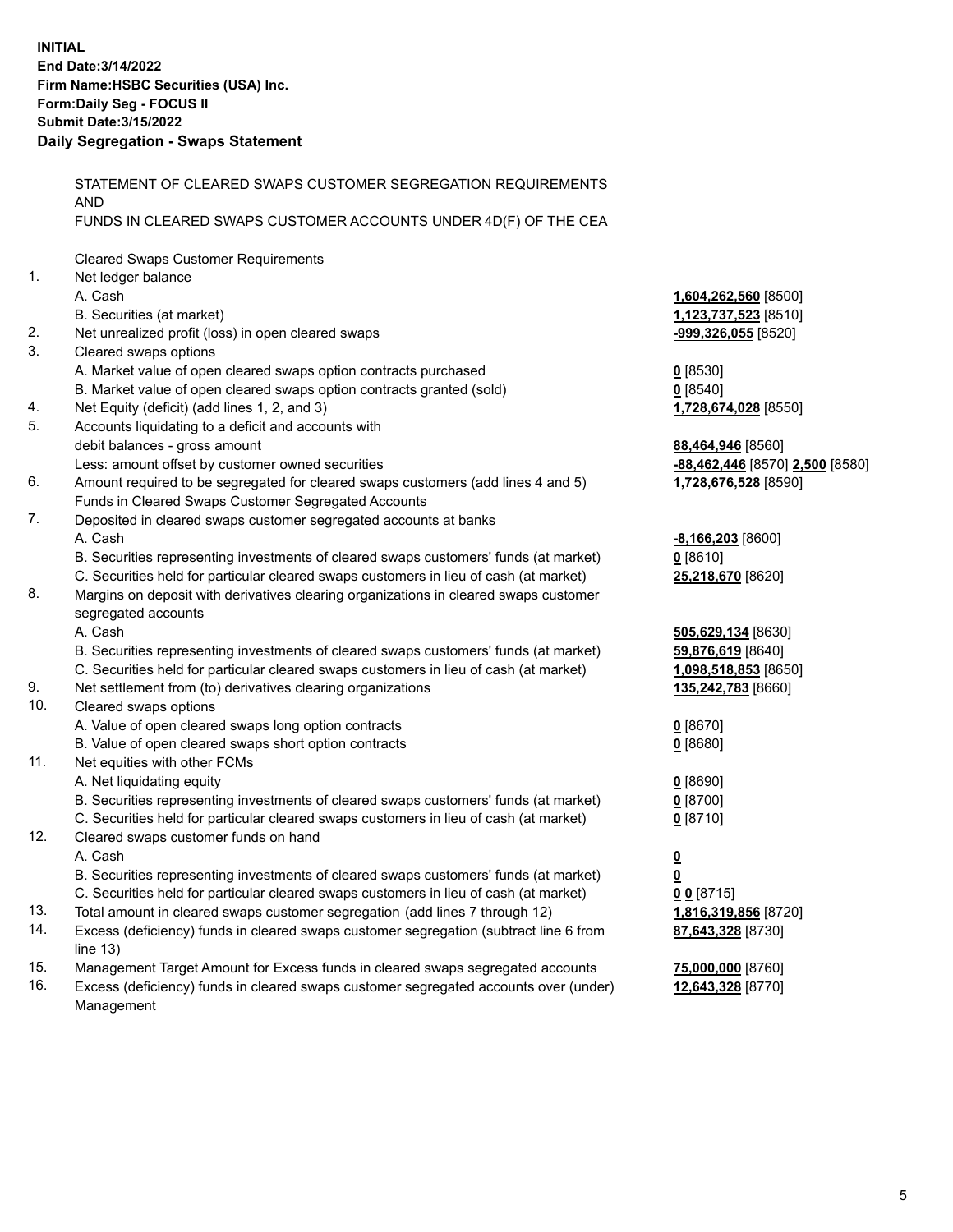**INITIAL**
**End Date:3/14/2022**
**Firm Name:HSBC Securities (USA) Inc.**
**Form:Daily Seg - FOCUS II**
**Submit Date:3/15/2022**
**Daily Segregation - Swaps Statement**

STATEMENT OF CLEARED SWAPS CUSTOMER SEGREGATION REQUIREMENTS AND
FUNDS IN CLEARED SWAPS CUSTOMER ACCOUNTS UNDER 4D(F) OF THE CEA

| | | |
|---|---|---|
| | Cleared Swaps Customer Requirements | |
| 1. | Net ledger balance | |
| | A. Cash | **1,604,262,560** [8500] |
| | B. Securities (at market) | **1,123,737,523** [8510] |
| 2. | Net unrealized profit (loss) in open cleared swaps | **-999,326,055** [8520] |
| 3. | Cleared swaps options | |
| | A. Market value of open cleared swaps option contracts purchased | **0** [8530] |
| | B. Market value of open cleared swaps option contracts granted (sold) | **0** [8540] |
| 4. | Net Equity (deficit) (add lines 1, 2, and 3) | **1,728,674,028** [8550] |
| 5. | Accounts liquidating to a deficit and accounts with debit balances - gross amount | **88,464,946** [8560] |
| | Less: amount offset by customer owned securities | **-88,462,446** [8570] **2,500** [8580] |
| 6. | Amount required to be segregated for cleared swaps customers (add lines 4 and 5) | **1,728,676,528** [8590] |
| | Funds in Cleared Swaps Customer Segregated Accounts | |
| 7. | Deposited in cleared swaps customer segregated accounts at banks | |
| | A. Cash | **-8,166,203** [8600] |
| | B. Securities representing investments of cleared swaps customers' funds (at market) | **0** [8610] |
| | C. Securities held for particular cleared swaps customers in lieu of cash (at market) | **25,218,670** [8620] |
| 8. | Margins on deposit with derivatives clearing organizations in cleared swaps customer segregated accounts | |
| | A. Cash | **505,629,134** [8630] |
| | B. Securities representing investments of cleared swaps customers' funds (at market) | **59,876,619** [8640] |
| | C. Securities held for particular cleared swaps customers in lieu of cash (at market) | **1,098,518,853** [8650] |
| 9. | Net settlement from (to) derivatives clearing organizations | **135,242,783** [8660] |
| 10. | Cleared swaps options | |
| | A. Value of open cleared swaps long option contracts | **0** [8670] |
| | B. Value of open cleared swaps short option contracts | **0** [8680] |
| 11. | Net equities with other FCMs | |
| | A. Net liquidating equity | **0** [8690] |
| | B. Securities representing investments of cleared swaps customers' funds (at market) | **0** [8700] |
| | C. Securities held for particular cleared swaps customers in lieu of cash (at market) | **0** [8710] |
| 12. | Cleared swaps customer funds on hand | |
| | A. Cash | **0** |
| | B. Securities representing investments of cleared swaps customers' funds (at market) | **0** |
| | C. Securities held for particular cleared swaps customers in lieu of cash (at market) | **0** **0** [8715] |
| 13. | Total amount in cleared swaps customer segregation (add lines 7 through 12) | **1,816,319,856** [8720] |
| 14. | Excess (deficiency) funds in cleared swaps customer segregation (subtract line 6 from line 13) | **87,643,328** [8730] |
| 15. | Management Target Amount for Excess funds in cleared swaps segregated accounts | **75,000,000** [8760] |
| 16. | Excess (deficiency) funds in cleared swaps customer segregated accounts over (under) Management | **12,643,328** [8770] |